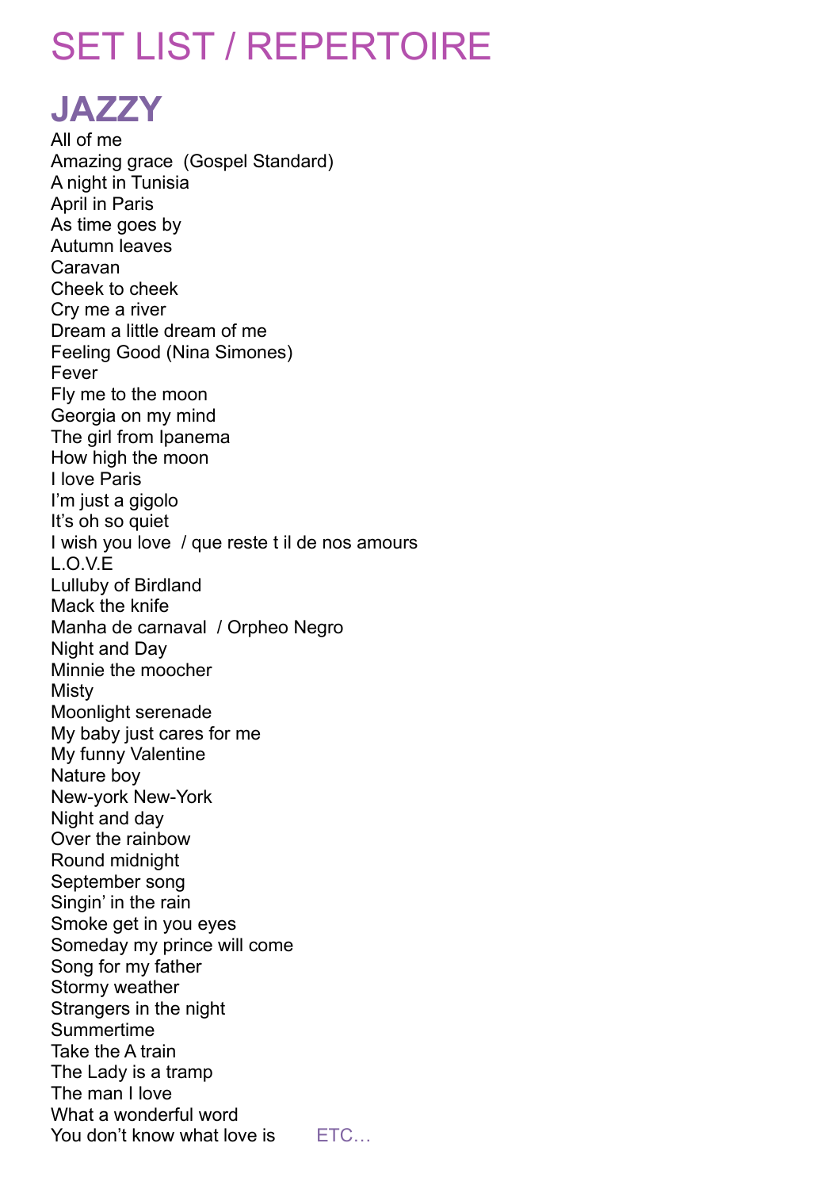# SET LIST / REPERTOIRE

## JAZZY

All of me
Amazing grace  (Gospel Standard)
A night in Tunisia
April in Paris
As time goes by
Autumn leaves
Caravan
Cheek to cheek
Cry me a river
Dream a little dream of me
Feeling Good (Nina Simones)
Fever
Fly me to the moon
Georgia on my mind
The girl from Ipanema
How high the moon
I love Paris
I'm just a gigolo
It's oh so quiet
I wish you love  / que reste t il de nos amours
L.O.V.E
Lulluby of Birdland
Mack the knife
Manha de carnaval  / Orpheo Negro
Night and Day
Minnie the moocher
Misty
Moonlight serenade
My baby just cares for me
My funny Valentine
Nature boy
New-york New-York
Night and day
Over the rainbow
Round midnight
September song
Singin' in the rain
Smoke get in you eyes
Someday my prince will come
Song for my father
Stormy weather
Strangers in the night
Summertime
Take the A train
The Lady is a tramp
The man I love
What a wonderful word
You don't know what love is        ETC…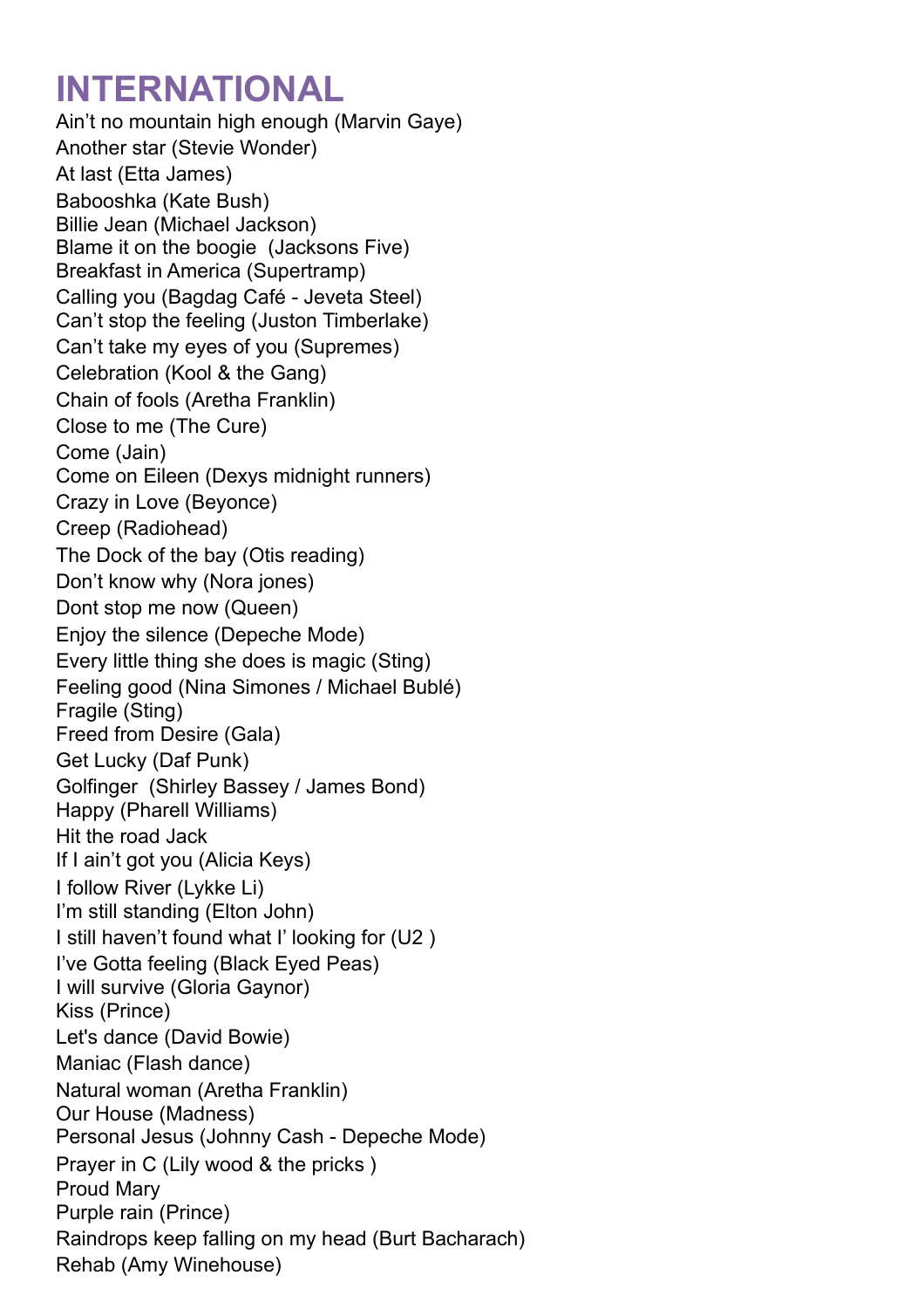# INTERNATIONAL

Ain't no mountain high enough (Marvin Gaye)
Another star (Stevie Wonder)
At last (Etta James)
Babooshka (Kate Bush)
Billie Jean (Michael Jackson)
Blame it on the boogie  (Jacksons Five)
Breakfast in America (Supertramp)
Calling you (Bagdag Café - Jeveta Steel)
Can't stop the feeling (Juston Timberlake)
Can't take my eyes of you (Supremes)
Celebration (Kool & the Gang)
Chain of fools (Aretha Franklin)
Close to me (The Cure)
Come (Jain)
Come on Eileen (Dexys midnight runners)
Crazy in Love (Beyonce)
Creep (Radiohead)
The Dock of the bay (Otis reading)
Don't know why (Nora jones)
Dont stop me now (Queen)
Enjoy the silence (Depeche Mode)
Every little thing she does is magic (Sting)
Feeling good (Nina Simones / Michael Bublé)
Fragile (Sting)
Freed from Desire (Gala)
Get Lucky (Daf Punk)
Golfinger  (Shirley Bassey / James Bond)
Happy (Pharell Williams)
Hit the road Jack
If I ain't got you (Alicia Keys)
I follow River (Lykke Li)
I'm still standing (Elton John)
I still haven't found what I' looking for (U2 )
I've Gotta feeling (Black Eyed Peas)
I will survive (Gloria Gaynor)
Kiss (Prince)
Let's dance (David Bowie)
Maniac (Flash dance)
Natural woman (Aretha Franklin)
Our House (Madness)
Personal Jesus (Johnny Cash - Depeche Mode)
Prayer in C (Lily wood & the pricks )
Proud Mary
Purple rain (Prince)
Raindrops keep falling on my head (Burt Bacharach)
Rehab (Amy Winehouse)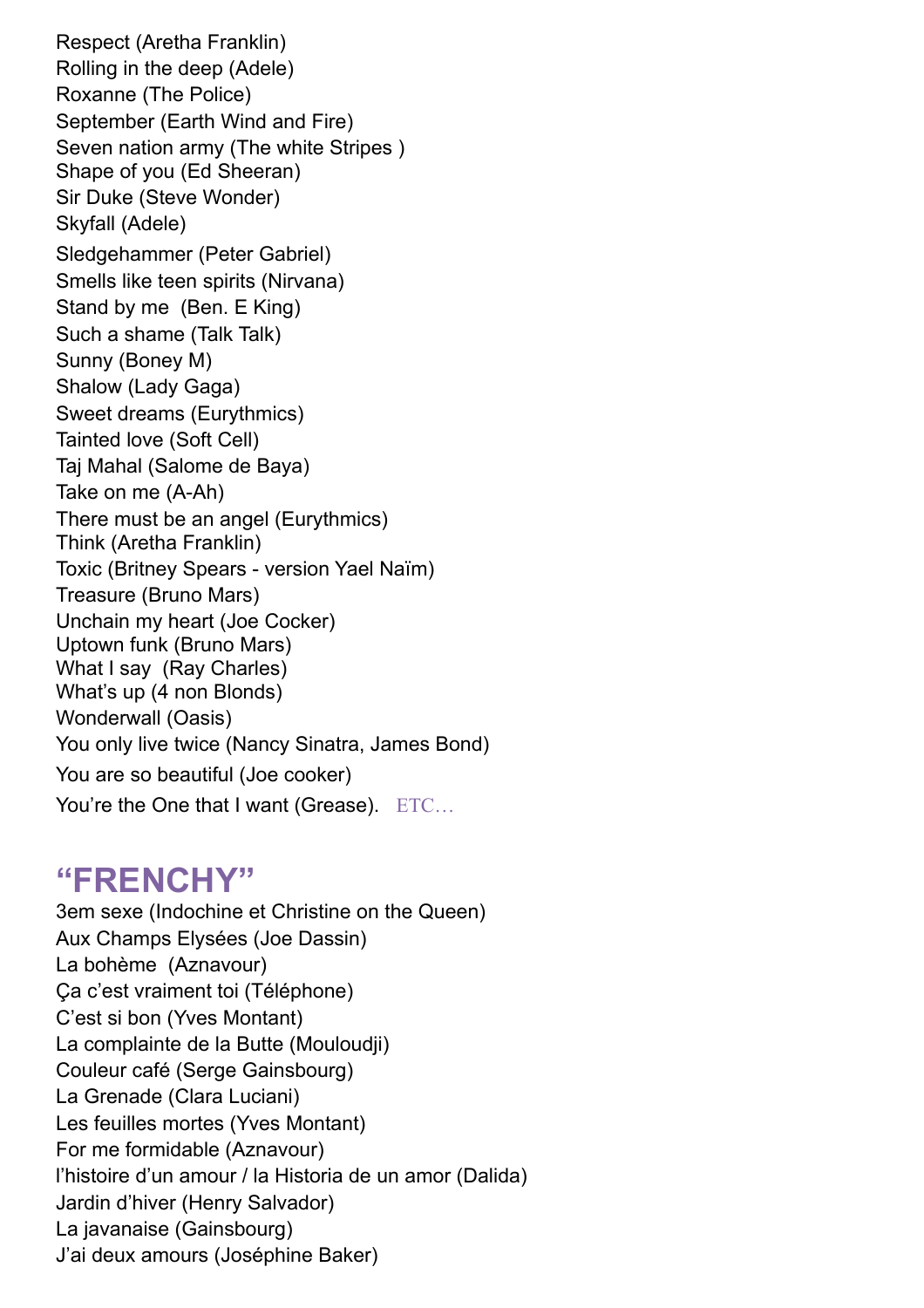Respect (Aretha Franklin)
Rolling in the deep (Adele)
Roxanne (The Police)
September (Earth Wind and Fire)
Seven nation army (The white Stripes )
Shape of you (Ed Sheeran)
Sir Duke (Steve Wonder)
Skyfall (Adele)
Sledgehammer (Peter Gabriel)
Smells like teen spirits (Nirvana)
Stand by me (Ben. E King)
Such a shame (Talk Talk)
Sunny (Boney M)
Shalow (Lady Gaga)
Sweet dreams (Eurythmics)
Tainted love (Soft Cell)
Taj Mahal (Salome de Baya)
Take on me (A-Ah)
There must be an angel (Eurythmics)
Think (Aretha Franklin)
Toxic (Britney Spears - version Yael Naïm)
Treasure (Bruno Mars)
Unchain my heart (Joe Cocker)
Uptown funk (Bruno Mars)
What I say (Ray Charles)
What's up (4 non Blonds)
Wonderwall (Oasis)
You only live twice (Nancy Sinatra, James Bond)
You are so beautiful (Joe cooker)
You're the One that I want (Grease). ETC…

## "FRENCHY"

3em sexe (Indochine et Christine on the Queen)
Aux Champs Elysées (Joe Dassin)
La bohème (Aznavour)
Ça c'est vraiment toi (Téléphone)
C'est si bon (Yves Montant)
La complainte de la Butte (Mouloudji)
Couleur café (Serge Gainsbourg)
La Grenade (Clara Luciani)
Les feuilles mortes (Yves Montant)
For me formidable (Aznavour)
l'histoire d'un amour / la Historia de un amor (Dalida)
Jardin d'hiver (Henry Salvador)
La javanaise (Gainsbourg)
J'ai deux amours (Joséphine Baker)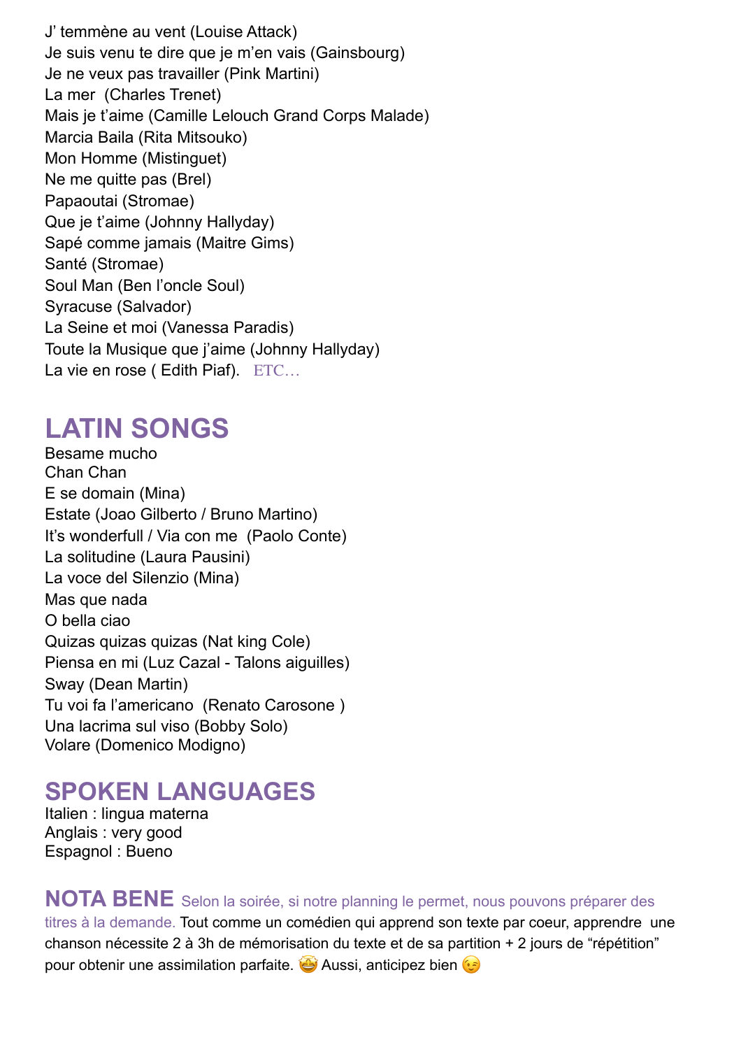J' temmène au vent (Louise Attack)
Je suis venu te dire que je m'en vais (Gainsbourg)
Je ne veux pas travailler (Pink Martini)
La mer (Charles Trenet)
Mais je t'aime (Camille Lelouch Grand Corps Malade)
Marcia Baila (Rita Mitsouko)
Mon Homme (Mistinguet)
Ne me quitte pas (Brel)
Papaoutai (Stromae)
Que je t'aime (Johnny Hallyday)
Sapé comme jamais (Maitre Gims)
Santé (Stromae)
Soul Man (Ben l'oncle Soul)
Syracuse (Salvador)
La Seine et moi (Vanessa Paradis)
Toute la Musique que j'aime (Johnny Hallyday)
La vie en rose ( Edith Piaf). ETC…

## LATIN SONGS

Besame mucho
Chan Chan
E se domain (Mina)
Estate (Joao Gilberto / Bruno Martino)
It's wonderfull / Via con me (Paolo Conte)
La solitudine (Laura Pausini)
La voce del Silenzio (Mina)
Mas que nada
O bella ciao
Quizas quizas quizas (Nat king Cole)
Piensa en mi (Luz Cazal - Talons aiguilles)
Sway (Dean Martin)
Tu voi fa l'americano (Renato Carosone )
Una lacrima sul viso (Bobby Solo)
Volare (Domenico Modigno)

## SPOKEN LANGUAGES

Italien : lingua materna
Anglais : very good
Espagnol : Bueno

**NOTA BENE** Selon la soirée, si notre planning le permet, nous pouvons préparer des titres à la demande. Tout comme un comédien qui apprend son texte par coeur, apprendre une chanson nécessite 2 à 3h de mémorisation du texte et de sa partition + 2 jours de "répétition" pour obtenir une assimilation parfaite. 🤩 Aussi, anticipez bien 😉